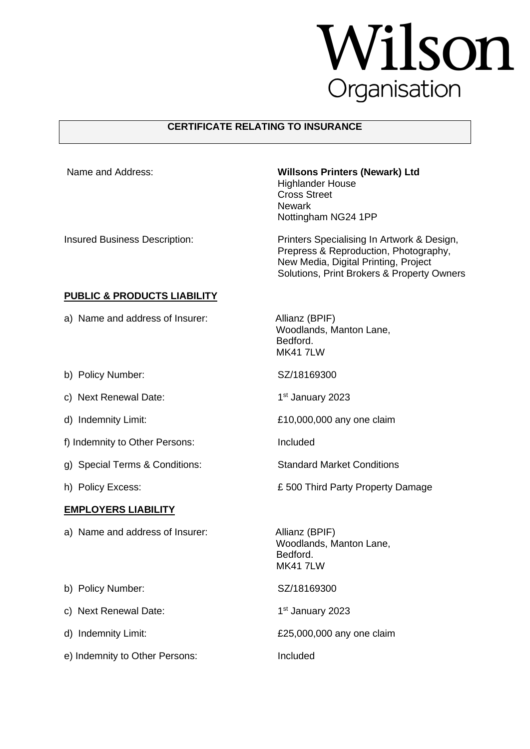# Wilson Organisation

## CERTIFICATE RELATING TO INSURANCE

| | |
|---|---|
| Name and Address: | **Willsons Printers (Newark) Ltd**<br>Highlander House<br>Cross Street<br>Newark<br>Nottingham NG24 1PP |
| Insured Business Description: | Printers Specialising In Artwork & Design, Prepress & Reproduction, Photography, New Media, Digital Printing, Project Solutions, Print Brokers & Property Owners |

### PUBLIC & PRODUCTS LIABILITY

| | |
|---|---|
| a) Name and address of Insurer: | Allianz (BPIF)<br>Woodlands, Manton Lane,<br>Bedford.<br>MK41 7LW |
| b) Policy Number: | SZ/18169300 |
| c) Next Renewal Date: | 1st January 2023 |
| d) Indemnity Limit: | £10,000,000 any one claim |
| f) Indemnity to Other Persons: | Included |
| g) Special Terms & Conditions: | Standard Market Conditions |
| h) Policy Excess: | £ 500 Third Party Property Damage |

### EMPLOYERS LIABILITY

| | |
|---|---|
| a) Name and address of Insurer: | Allianz (BPIF)<br>Woodlands, Manton Lane,<br>Bedford.<br>MK41 7LW |
| b) Policy Number: | SZ/18169300 |
| c) Next Renewal Date: | 1st January 2023 |
| d) Indemnity Limit: | £25,000,000 any one claim |
| e) Indemnity to Other Persons: | Included |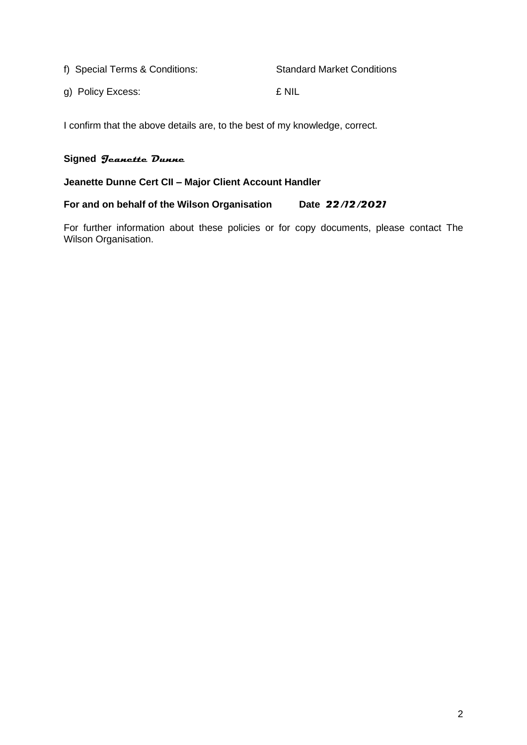f) Special Terms & Conditions: Standard Market Conditions

g) Policy Excess: £ NIL

I confirm that the above details are, to the best of my knowledge, correct.

**Signed** *Jeanette Dunne*

**Jeanette Dunne Cert CII – Major Client Account Handler**

**For and on behalf of the Wilson Organisation Date** ***22/12/2021***

For further information about these policies or for copy documents, please contact The Wilson Organisation.